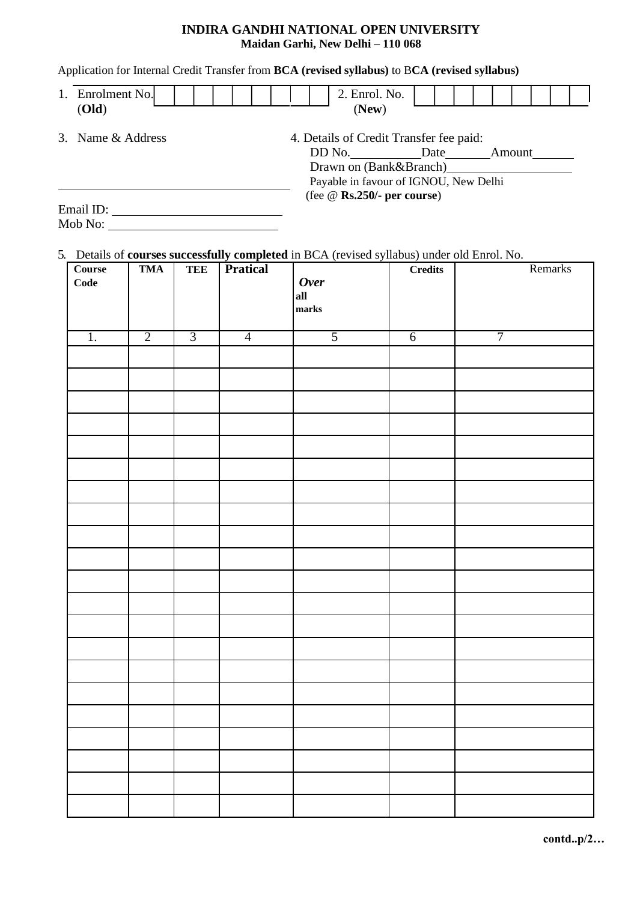**INDIRA GANDHI NATIONAL OPEN UNIVERSITY**
**Maidan Garhi, New Delhi – 110 068**

Application for Internal Credit Transfer from **BCA (revised syllabus)** to B**CA (revised syllabus)**

1. Enrolment No. (**Old**) | | | | | | | | | |

2. Enrol. No. (**New**) | | | | | | | | | |

3. Name & Address

_______________________________

Email ID: _______________________

Mob No: _______________________

4. Details of Credit Transfer fee paid:
   DD No.__________ Date_______ Amount______
   Drawn on (Bank&Branch)_________________
   Payable in favour of IGNOU, New Delhi
   (fee @ **Rs.250/- per course**)

5. Details of **courses successfully completed** in BCA (revised syllabus) under old Enrol. No.

| Course Code | TMA | TEE | Pratical | *Over* all marks | Credits | Remarks |
|---|---|---|---|---|---|---|
| 1. | 2 | 3 | 4 | 5 | 6 | 7 |
| | | | | | | |
| | | | | | | |
| | | | | | | |
| | | | | | | |
| | | | | | | |
| | | | | | | |
| | | | | | | |
| | | | | | | |
| | | | | | | |
| | | | | | | |
| | | | | | | |
| | | | | | | |
| | | | | | | |
| | | | | | | |
| | | | | | | |
| | | | | | | |
| | | | | | | |
| | | | | | | |
| | | | | | | |
| | | | | | | |
| | | | | | | |

**contd..p/2…**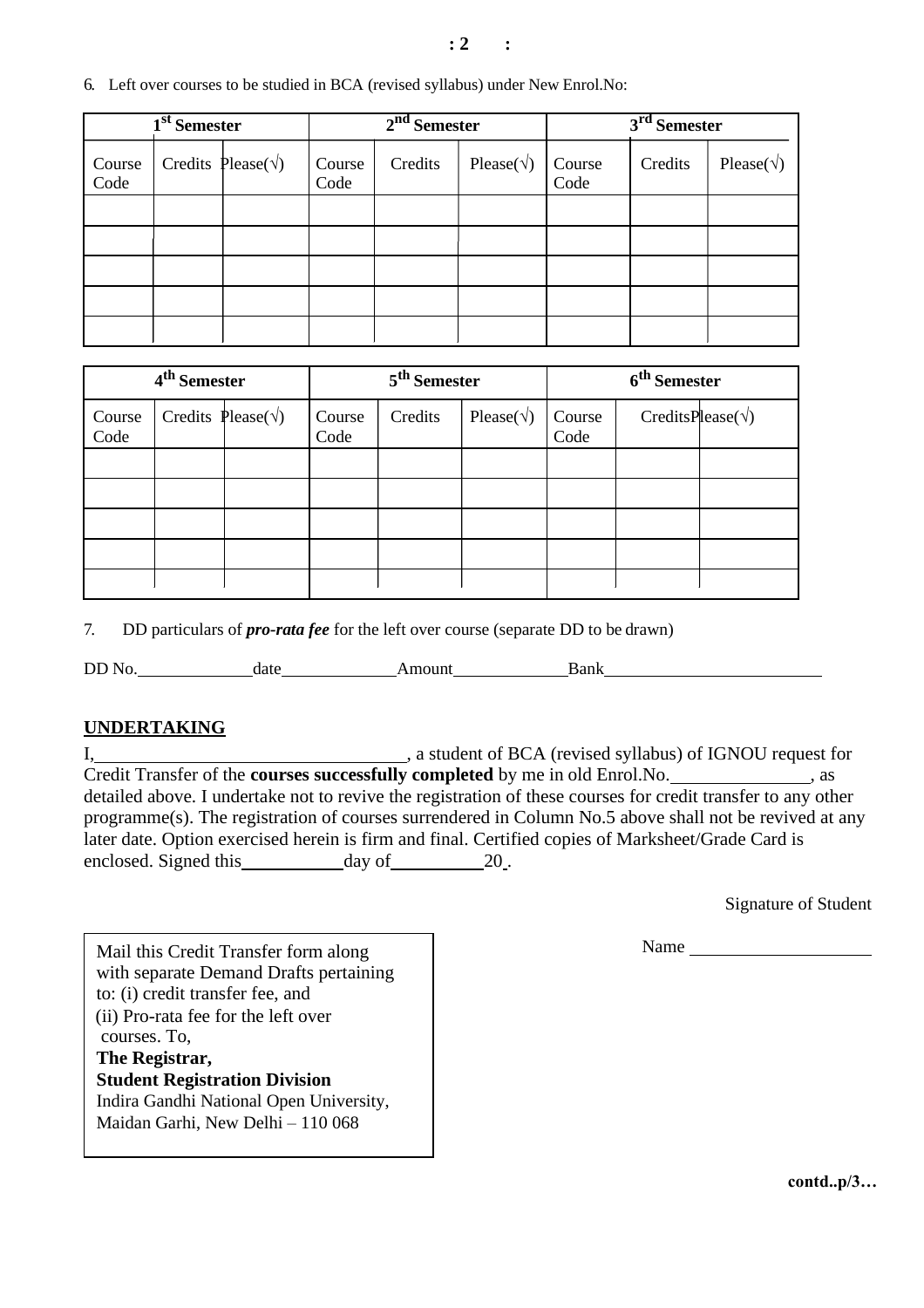6. Left over courses to be studied in BCA (revised syllabus) under New Enrol.No:

| 1st Semester | | | 2nd Semester | | | 3rd Semester | | |
|---|---|---|---|---|---|---|---|---|
| Course Code | Credits | Please(√) | Course Code | Credits | Please(√) | Course Code | Credits | Please(√) |
| | | | | | | | | |
| | | | | | | | | |
| | | | | | | | | |
| | | | | | | | | |
| | | | | | | | | |

| 4th Semester | | | 5th Semester | | | 6th Semester | | |
|---|---|---|---|---|---|---|---|---|
| Course Code | Credits | Please(√) | Course Code | Credits | Please(√) | Course Code | Credits | Please(√) |
| | | | | | | | | |
| | | | | | | | | |
| | | | | | | | | |
| | | | | | | | | |
| | | | | | | | | |

7. DD particulars of ***pro-rata fee*** for the left over course (separate DD to be drawn)

DD No.______________date______________Amount______________Bank__________________________

## UNDERTAKING

I,___________________________________, a student of BCA (revised syllabus) of IGNOU request for Credit Transfer of the **courses successfully completed** by me in old Enrol.No.________________, as detailed above. I undertake not to revive the registration of these courses for credit transfer to any other programme(s). The registration of courses surrendered in Column No.5 above shall not be revived at any later date. Option exercised herein is firm and final. Certified copies of Marksheet/Grade Card is enclosed. Signed this____________day of___________20__.

Signature of Student

Name ______________________

Mail this Credit Transfer form along with separate Demand Drafts pertaining to: (i) credit transfer fee, and
(ii) Pro-rata fee for the left over courses. To,
**The Registrar,**
**Student Registration Division**
Indira Gandhi National Open University,
Maidan Garhi, New Delhi – 110 068

**contd..p/3…**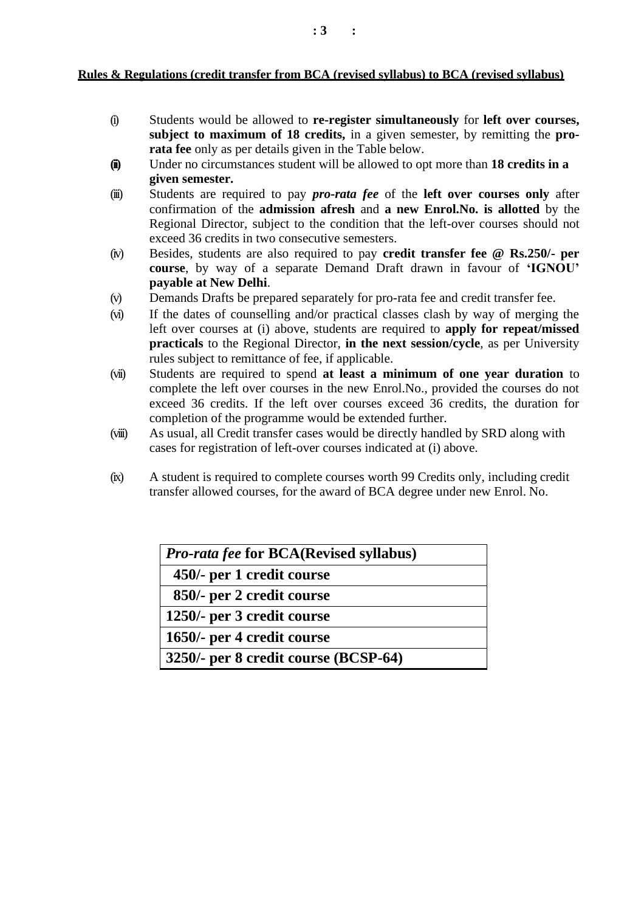**Rules & Regulations (credit transfer from BCA (revised syllabus) to BCA (revised syllabus)**

(i) Students would be allowed to **re-register simultaneously** for **left over courses, subject to maximum of 18 credits,** in a given semester, by remitting the **pro-rata fee** only as per details given in the Table below.

(ii) Under no circumstances student will be allowed to opt more than **18 credits in a given semester.**

(iii) Students are required to pay ***pro-rata fee*** of the **left over courses only** after confirmation of the **admission afresh** and **a new Enrol.No. is allotted** by the Regional Director, subject to the condition that the left-over courses should not exceed 36 credits in two consecutive semesters.

(iv) Besides, students are also required to pay **credit transfer fee @ Rs.250/- per course**, by way of a separate Demand Draft drawn in favour of **'IGNOU' payable at New Delhi**.

(v) Demands Drafts be prepared separately for pro-rata fee and credit transfer fee.

(vi) If the dates of counselling and/or practical classes clash by way of merging the left over courses at (i) above, students are required to **apply for repeat/missed practicals** to the Regional Director, **in the next session/cycle**, as per University rules subject to remittance of fee, if applicable.

(vii) Students are required to spend **at least a minimum of one year duration** to complete the left over courses in the new Enrol.No., provided the courses do not exceed 36 credits. If the left over courses exceed 36 credits, the duration for completion of the programme would be extended further.

(viii) As usual, all Credit transfer cases would be directly handled by SRD along with cases for registration of left-over courses indicated at (i) above.

(ix) A student is required to complete courses worth 99 Credits only, including credit transfer allowed courses, for the award of BCA degree under new Enrol. No.

| ***Pro-rata fee* for BCA(Revised syllabus)** |
|---|
| **450/- per 1 credit course** |
| **850/- per 2 credit course** |
| **1250/- per 3 credit course** |
| **1650/- per 4 credit course** |
| **3250/- per 8 credit course (BCSP-64)** |